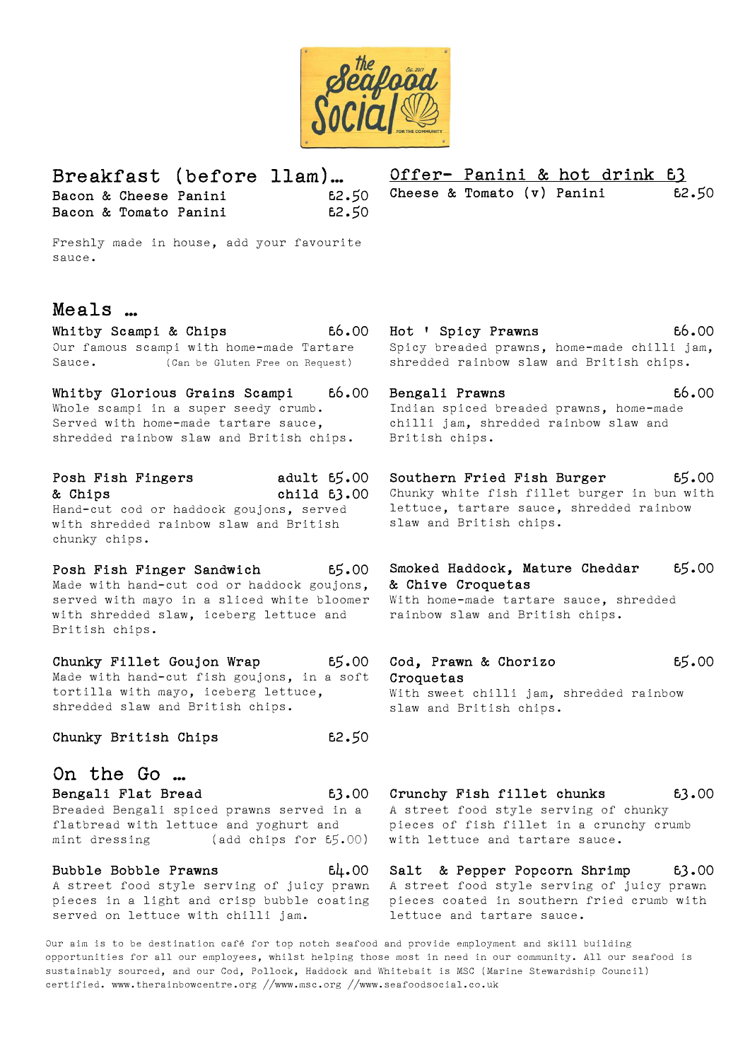# Breakfast (before 11am)…

Bacon & Cheese Panini £2.50

Bacon & Tomato Panini £2.50

Freshly made in house, add your favourite sauce.

## Offer- Panini & hot drink £3

Cheese & Tomato (v) Panini £2.50

# Meals …

**Whitby Scampi & Chips** £6.00
Our famous scampi with home-made Tartare Sauce. (Can be Gluten Free on Request)

**Whitby Glorious Grains Scampi** £6.00
Whole scampi in a super seedy crumb. Served with home-made tartare sauce, shredded rainbow slaw and British chips.

**Posh Fish Fingers & Chips** adult £5.00 child £3.00
Hand-cut cod or haddock goujons, served with shredded rainbow slaw and British chunky chips.

**Posh Fish Finger Sandwich** £5.00
Made with hand-cut cod or haddock goujons, served with mayo in a sliced white bloomer with shredded slaw, iceberg lettuce and British chips.

**Chunky Fillet Goujon Wrap** £5.00
Made with hand-cut fish goujons, in a soft tortilla with mayo, iceberg lettuce, shredded slaw and British chips.

**Chunky British Chips** £2.50

**Hot ' Spicy Prawns** £6.00
Spicy breaded prawns, home-made chilli jam, shredded rainbow slaw and British chips.

**Bengali Prawns** £6.00
Indian spiced breaded prawns, home-made chilli jam, shredded rainbow slaw and British chips.

**Southern Fried Fish Burger** £5.00
Chunky white fish fillet burger in bun with lettuce, tartare sauce, shredded rainbow slaw and British chips.

**Smoked Haddock, Mature Cheddar & Chive Croquetas** £5.00
With home-made tartare sauce, shredded rainbow slaw and British chips.

**Cod, Prawn & Chorizo Croquetas** £5.00
With sweet chilli jam, shredded rainbow slaw and British chips.

# On the Go …

**Bengali Flat Bread** £3.00
Breaded Bengali spiced prawns served in a flatbread with lettuce and yoghurt and mint dressing (add chips for £5.00)

**Bubble Bobble Prawns** £4.00
A street food style serving of juicy prawn pieces in a light and crisp bubble coating served on lettuce with chilli jam.

**Crunchy Fish fillet chunks** £3.00
A street food style serving of chunky pieces of fish fillet in a crunchy crumb with lettuce and tartare sauce.

**Salt & Pepper Popcorn Shrimp** £3.00
A street food style serving of juicy prawn pieces coated in southern fried crumb with lettuce and tartare sauce.

Our aim is to be destination café for top notch seafood and provide employment and skill building opportunities for all our employees, whilst helping those most in need in our community. All our seafood is sustainably sourced, and our Cod, Pollock, Haddock and Whitebait is MSC (Marine Stewardship Council) certified. www.therainbowcentre.org //www.msc.org //www.seafoodsocial.co.uk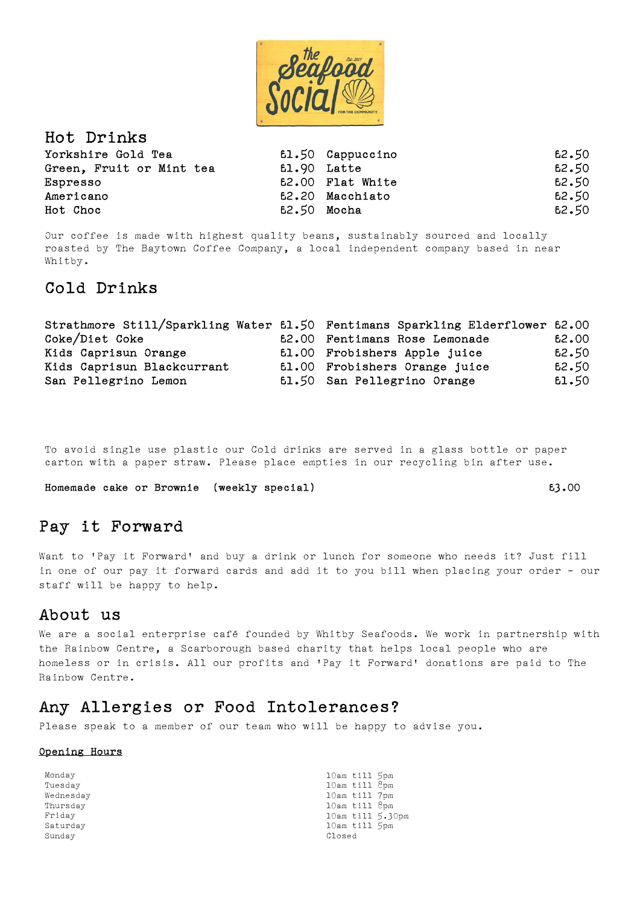## Hot Drinks

| | | | |
|---|---|---|---|
| Yorkshire Gold Tea | £1.50 | Cappuccino | £2.50 |
| Green, Fruit or Mint tea | £1.90 | Latte | £2.50 |
| Espresso | £2.00 | Flat White | £2.50 |
| Americano | £2.20 | Macchiato | £2.50 |
| Hot Choc | £2.50 | Mocha | £2.50 |

Our coffee is made with highest quality beans, sustainably sourced and locally roasted by The Baytown Coffee Company, a local independent company based in near Whitby.

## Cold Drinks

| | | | |
|---|---|---|---|
| Strathmore Still/Sparkling Water | £1.50 | Fentimans Sparkling Elderflower | £2.00 |
| Coke/Diet Coke | £2.00 | Fentimans Rose Lemonade | £2.00 |
| Kids Caprisun Orange | £1.00 | Frobishers Apple juice | £2.50 |
| Kids Caprisun Blackcurrant | £1.00 | Frobishers Orange juice | £2.50 |
| San Pellegrino Lemon | £1.50 | San Pellegrino Orange | £1.50 |

To avoid single use plastic our Cold drinks are served in a glass bottle or paper carton with a paper straw. Please place empties in our recycling bin after use.

**Homemade cake or Brownie (weekly special)** £3.00

## Pay it Forward

Want to 'Pay it Forward' and buy a drink or lunch for someone who needs it? Just fill in one of our pay it forward cards and add it to you bill when placing your order - our staff will be happy to help.

## About us

We are a social enterprise café founded by Whitby Seafoods. We work in partnership with the Rainbow Centre, a Scarborough based charity that helps local people who are homeless or in crisis. All our profits and 'Pay it Forward' donations are paid to The Rainbow Centre.

## Any Allergies or Food Intolerances?

Please speak to a member of our team who will be happy to advise you.

**Opening Hours**

| | |
|---|---|
| Monday | 10am till 5pm |
| Tuesday | 10am till 8pm |
| Wednesday | 10am till 7pm |
| Thursday | 10am till 8pm |
| Friday | 10am till 5.30pm |
| Saturday | 10am till 5pm |
| Sunday | Closed |